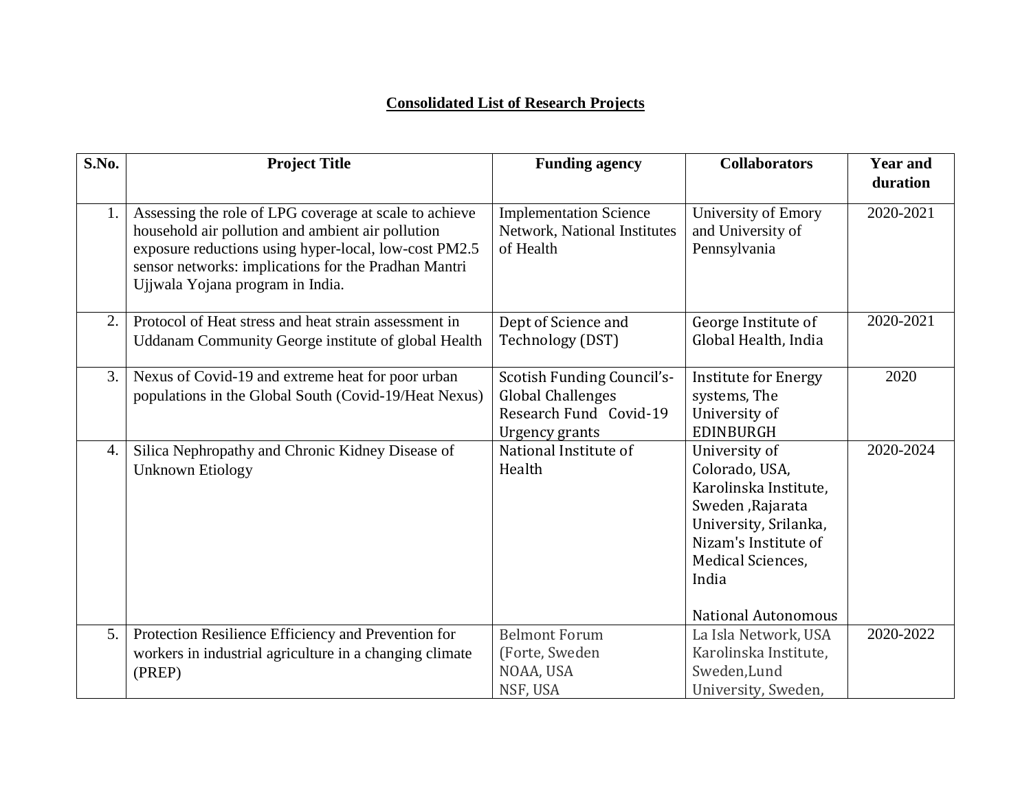**Consolidated List of Research Projects**

| S.No. | Project Title | Funding agency | Collaborators | Year and duration |
|---|---|---|---|---|
| 1. | Assessing the role of LPG coverage at scale to achieve household air pollution and ambient air pollution exposure reductions using hyper-local, low-cost PM2.5 sensor networks: implications for the Pradhan Mantri Ujjwala Yojana program in India. | Implementation Science Network, National Institutes of Health | University of Emory and University of Pennsylvania | 2020-2021 |
| 2. | Protocol of Heat stress and heat strain assessment in Uddanam Community George institute of global Health | Dept of Science and Technology (DST) | George Institute of Global Health, India | 2020-2021 |
| 3. | Nexus of Covid-19 and extreme heat for poor urban populations in the Global South (Covid-19/Heat Nexus) | Scotish Funding Council's-Global Challenges Research Fund Covid-19 Urgency grants | Institute for Energy systems, The University of EDINBURGH | 2020 |
| 4. | Silica Nephropathy and Chronic Kidney Disease of Unknown Etiology | National Institute of Health | University of Colorado, USA, Karolinska Institute, Sweden ,Rajarata University, Srilanka, Nizam's Institute of Medical Sciences, India<br><br>National Autonomous | 2020-2024 |
| 5. | Protection Resilience Efficiency and Prevention for workers in industrial agriculture in a changing climate (PREP) | Belmont Forum (Forte, Sweden NOAA, USA NSF, USA | La Isla Network, USA Karolinska Institute, Sweden,Lund University, Sweden, | 2020-2022 |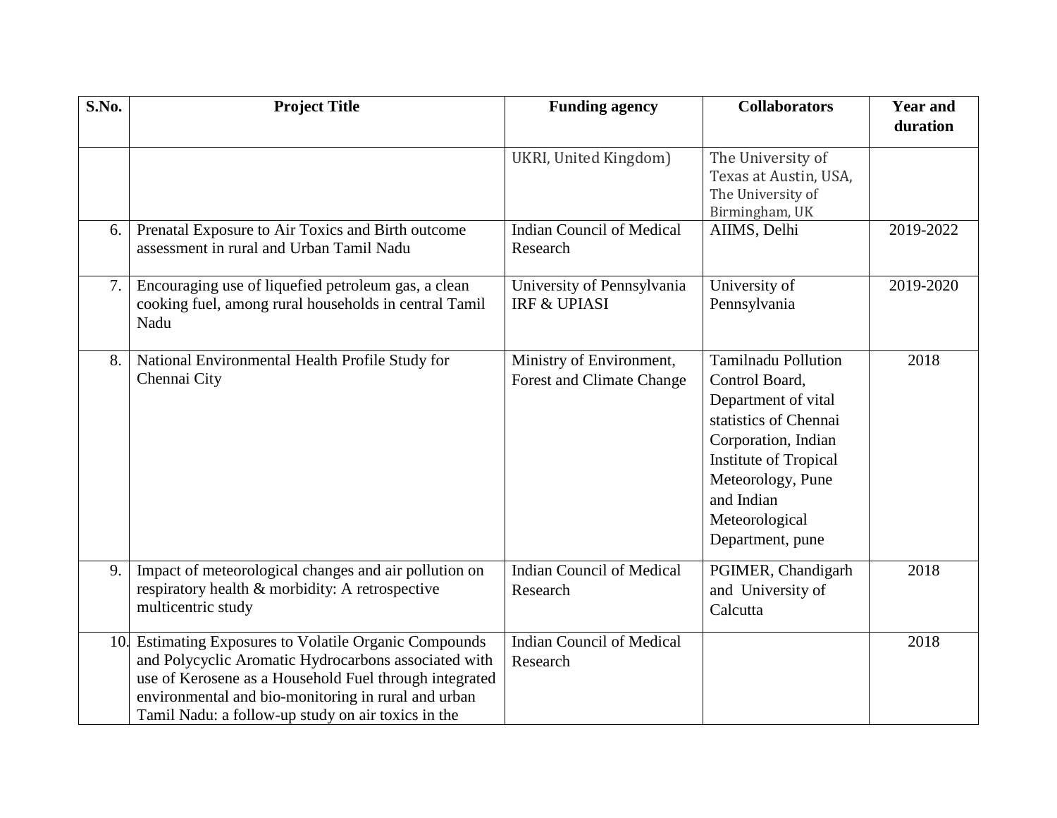| S.No. | Project Title | Funding agency | Collaborators | Year and duration |
|---|---|---|---|---|
| | | UKRI, United Kingdom) | The University of Texas at Austin, USA, The University of Birmingham, UK | |
| 6. | Prenatal Exposure to Air Toxics and Birth outcome assessment in rural and Urban Tamil Nadu | Indian Council of Medical Research | AIIMS, Delhi | 2019-2022 |
| 7. | Encouraging use of liquefied petroleum gas, a clean cooking fuel, among rural households in central Tamil Nadu | University of Pennsylvania IRF & UPIASI | University of Pennsylvania | 2019-2020 |
| 8. | National Environmental Health Profile Study for Chennai City | Ministry of Environment, Forest and Climate Change | Tamilnadu Pollution Control Board, Department of vital statistics of Chennai Corporation, Indian Institute of Tropical Meteorology, Pune and Indian Meteorological Department, pune | 2018 |
| 9. | Impact of meteorological changes and air pollution on respiratory health & morbidity: A retrospective multicentric study | Indian Council of Medical Research | PGIMER, Chandigarh and University of Calcutta | 2018 |
| 10. | Estimating Exposures to Volatile Organic Compounds and Polycyclic Aromatic Hydrocarbons associated with use of Kerosene as a Household Fuel through integrated environmental and bio-monitoring in rural and urban Tamil Nadu: a follow-up study on air toxics in the | Indian Council of Medical Research | | 2018 |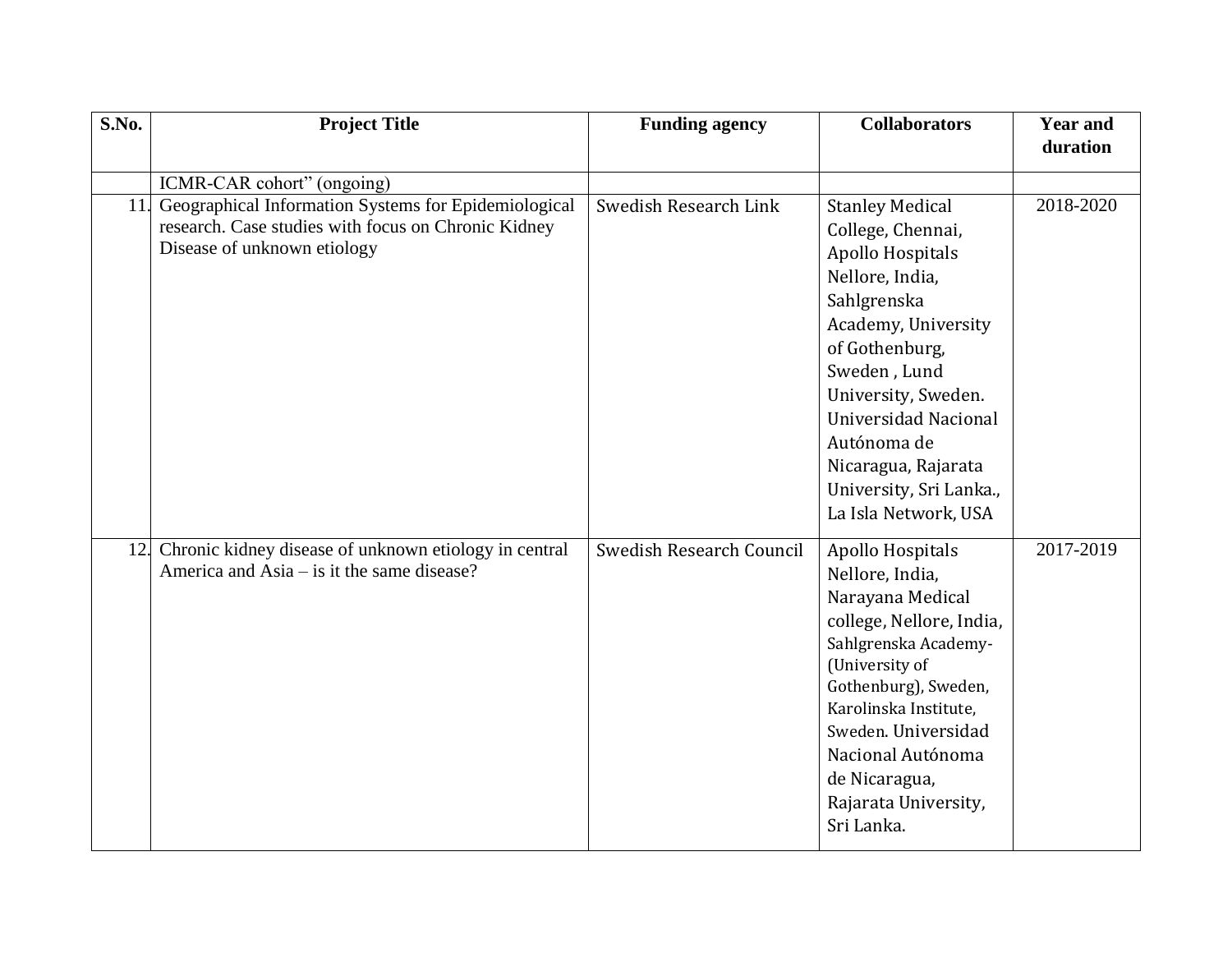| S.No. | Project Title | Funding agency | Collaborators | Year and duration |
|---|---|---|---|---|
| | ICMR-CAR cohort" (ongoing) | | | |
| 11. | Geographical Information Systems for Epidemiological research. Case studies with focus on Chronic Kidney Disease of unknown etiology | Swedish Research Link | Stanley Medical College, Chennai, Apollo Hospitals Nellore, India, Sahlgrenska Academy, University of Gothenburg, Sweden , Lund University, Sweden. Universidad Nacional Autónoma de Nicaragua, Rajarata University, Sri Lanka., La Isla Network, USA | 2018-2020 |
| 12. | Chronic kidney disease of unknown etiology in central America and Asia – is it the same disease? | Swedish Research Council | Apollo Hospitals Nellore, India, Narayana Medical college, Nellore, India, Sahlgrenska Academy- (University of Gothenburg), Sweden, Karolinska Institute, Sweden. Universidad Nacional Autónoma de Nicaragua, Rajarata University, Sri Lanka. | 2017-2019 |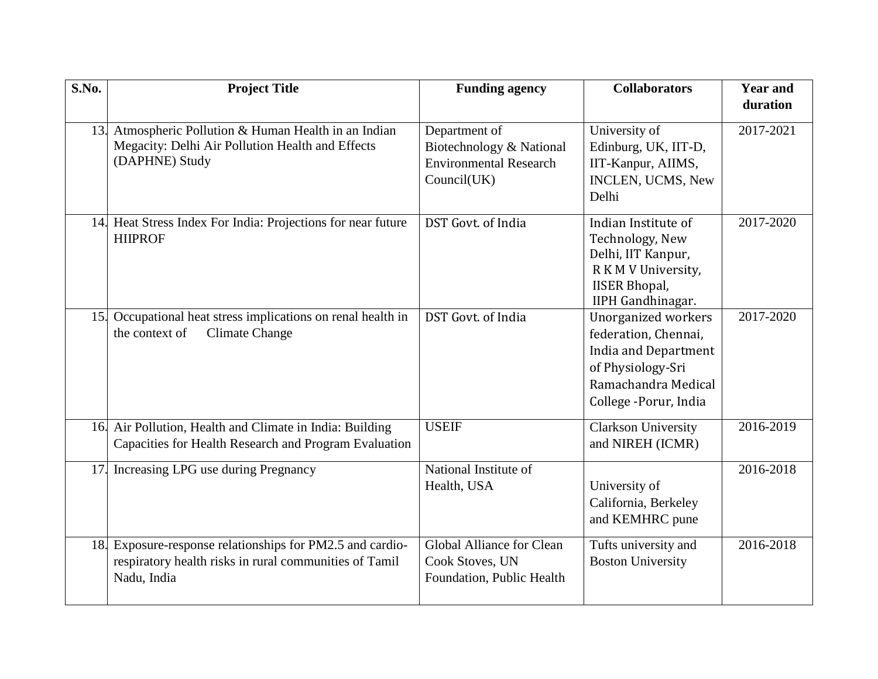| S.No. | Project Title | Funding agency | Collaborators | Year and duration |
|---|---|---|---|---|
| 13. | Atmospheric Pollution & Human Health in an Indian Megacity: Delhi Air Pollution Health and Effects (DAPHNE) Study | Department of Biotechnology & National Environmental Research Council(UK) | University of Edinburg, UK, IIT-D, IIT-Kanpur, AIIMS, INCLEN, UCMS, New Delhi | 2017-2021 |
| 14. | Heat Stress Index For India: Projections for near future HIIPROF | DST Govt. of India | Indian Institute of Technology, New Delhi, IIT Kanpur, R K M V University, IISER Bhopal, IIPH Gandhinagar. | 2017-2020 |
| 15. | Occupational heat stress implications on renal health in the context of Climate Change | DST Govt. of India | Unorganized workers federation, Chennai, India and Department of Physiology-Sri Ramachandra Medical College -Porur, India | 2017-2020 |
| 16. | Air Pollution, Health and Climate in India: Building Capacities for Health Research and Program Evaluation | USEIF | Clarkson University and NIREH (ICMR) | 2016-2019 |
| 17. | Increasing LPG use during Pregnancy | National Institute of Health, USA | University of California, Berkeley and KEMHRC pune | 2016-2018 |
| 18. | Exposure-response relationships for PM2.5 and cardio-respiratory health risks in rural communities of Tamil Nadu, India | Global Alliance for Clean Cook Stoves, UN Foundation, Public Health | Tufts university and Boston University | 2016-2018 |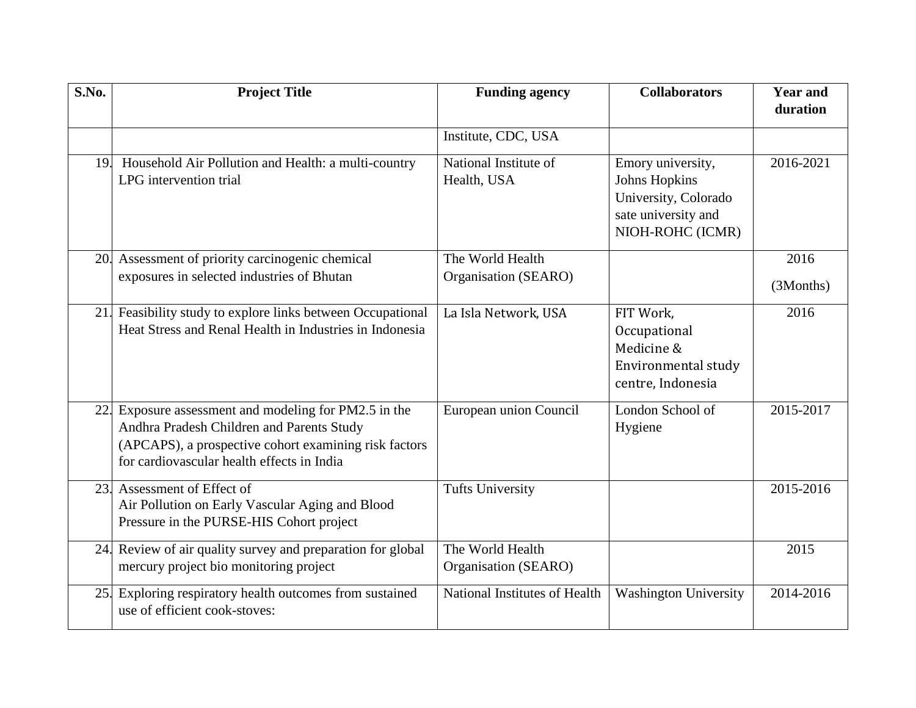| S.No. | Project Title | Funding agency | Collaborators | Year and duration |
|---|---|---|---|---|
| | | Institute, CDC, USA | | |
| 19. | Household Air Pollution and Health: a multi-country LPG intervention trial | National Institute of Health, USA | Emory university, Johns Hopkins University, Colorado sate university and NIOH-ROHC (ICMR) | 2016-2021 |
| 20. | Assessment of priority carcinogenic chemical exposures in selected industries of Bhutan | The World Health Organisation (SEARO) | | 2016 (3Months) |
| 21. | Feasibility study to explore links between Occupational Heat Stress and Renal Health in Industries in Indonesia | La Isla Network, USA | FIT Work, Occupational Medicine & Environmental study centre, Indonesia | 2016 |
| 22. | Exposure assessment and modeling for PM2.5 in the Andhra Pradesh Children and Parents Study (APCAPS), a prospective cohort examining risk factors for cardiovascular health effects in India | European union Council | London School of Hygiene | 2015-2017 |
| 23. | Assessment of Effect of Air Pollution on Early Vascular Aging and Blood Pressure in the PURSE-HIS Cohort project | Tufts University | | 2015-2016 |
| 24. | Review of air quality survey and preparation for global mercury project bio monitoring project | The World Health Organisation (SEARO) | | 2015 |
| 25. | Exploring respiratory health outcomes from sustained use of efficient cook-stoves: | National Institutes of Health | Washington University | 2014-2016 |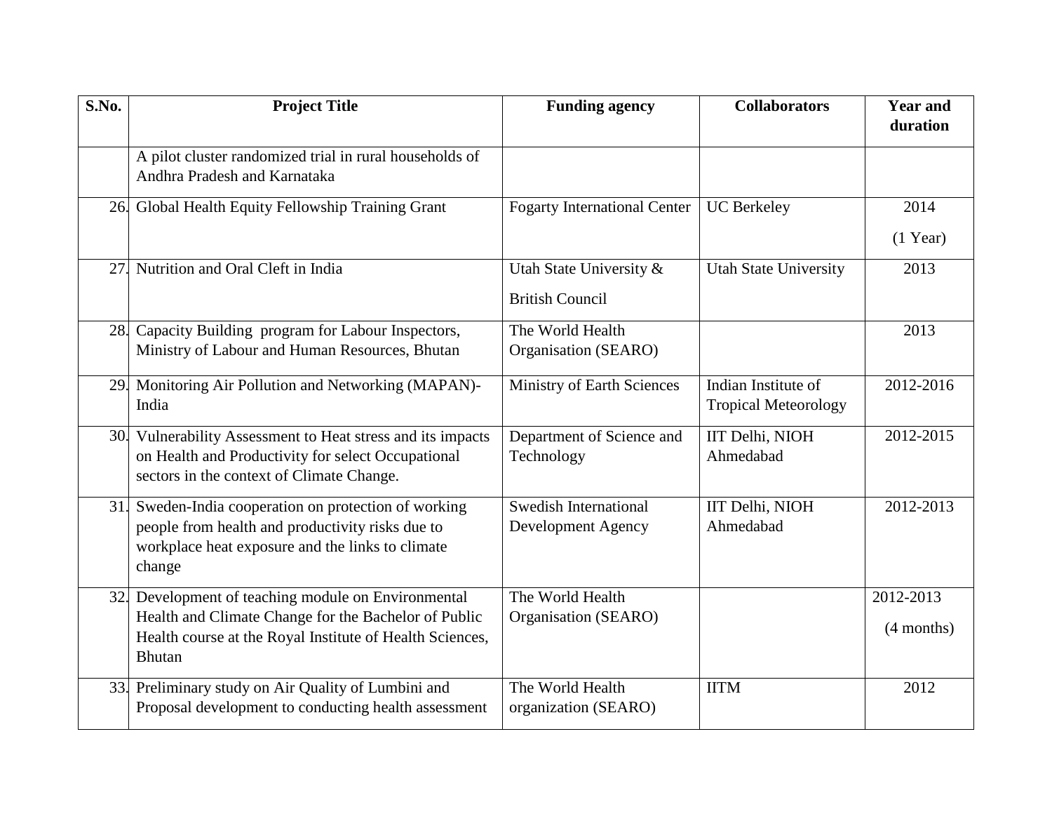| S.No. | Project Title | Funding agency | Collaborators | Year and duration |
|---|---|---|---|---|
| | A pilot cluster randomized trial in rural households of Andhra Pradesh and Karnataka | | | |
| 26. | Global Health Equity Fellowship Training Grant | Fogarty International Center | UC Berkeley | 2014 (1 Year) |
| 27. | Nutrition and Oral Cleft in India | Utah State University & British Council | Utah State University | 2013 |
| 28. | Capacity Building program for Labour Inspectors, Ministry of Labour and Human Resources, Bhutan | The World Health Organisation (SEARO) | | 2013 |
| 29. | Monitoring Air Pollution and Networking (MAPAN)-India | Ministry of Earth Sciences | Indian Institute of Tropical Meteorology | 2012-2016 |
| 30. | Vulnerability Assessment to Heat stress and its impacts on Health and Productivity for select Occupational sectors in the context of Climate Change. | Department of Science and Technology | IIT Delhi, NIOH Ahmedabad | 2012-2015 |
| 31. | Sweden-India cooperation on protection of working people from health and productivity risks due to workplace heat exposure and the links to climate change | Swedish International Development Agency | IIT Delhi, NIOH Ahmedabad | 2012-2013 |
| 32. | Development of teaching module on Environmental Health and Climate Change for the Bachelor of Public Health course at the Royal Institute of Health Sciences, Bhutan | The World Health Organisation (SEARO) | | 2012-2013 (4 months) |
| 33. | Preliminary study on Air Quality of Lumbini and Proposal development to conducting health assessment | The World Health organization (SEARO) | IITM | 2012 |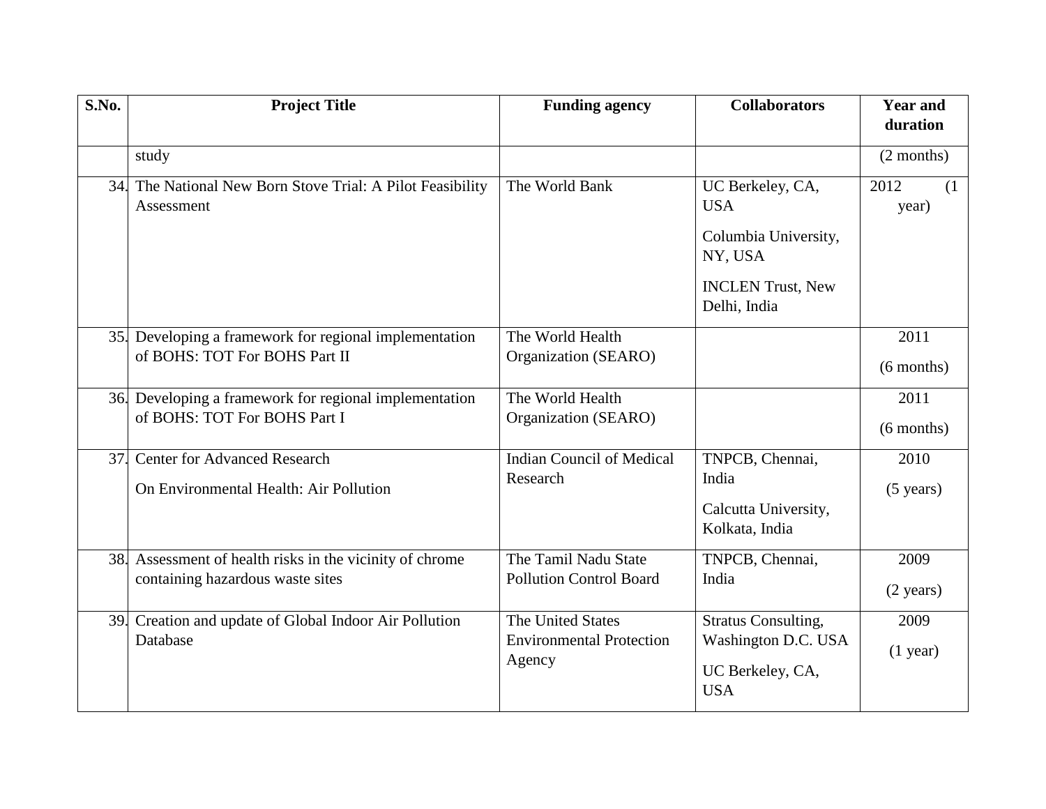| S.No. | Project Title | Funding agency | Collaborators | Year and duration |
|---|---|---|---|---|
| | study | | | (2 months) |
| 34. | The National New Born Stove Trial: A Pilot Feasibility Assessment | The World Bank | UC Berkeley, CA, USA<br>Columbia University, NY, USA<br>INCLEN Trust, New Delhi, India | 2012 (1 year) |
| 35. | Developing a framework for regional implementation of BOHS: TOT For BOHS Part II | The World Health Organization (SEARO) | | 2011<br>(6 months) |
| 36. | Developing a framework for regional implementation of BOHS: TOT For BOHS Part I | The World Health Organization (SEARO) | | 2011<br>(6 months) |
| 37. | Center for Advanced Research<br>On Environmental Health: Air Pollution | Indian Council of Medical Research | TNPCB, Chennai, India<br>Calcutta University, Kolkata, India | 2010<br>(5 years) |
| 38. | Assessment of health risks in the vicinity of chrome containing hazardous waste sites | The Tamil Nadu State Pollution Control Board | TNPCB, Chennai, India | 2009<br>(2 years) |
| 39. | Creation and update of Global Indoor Air Pollution Database | The United States Environmental Protection Agency | Stratus Consulting, Washington D.C. USA<br>UC Berkeley, CA, USA | 2009<br>(1 year) |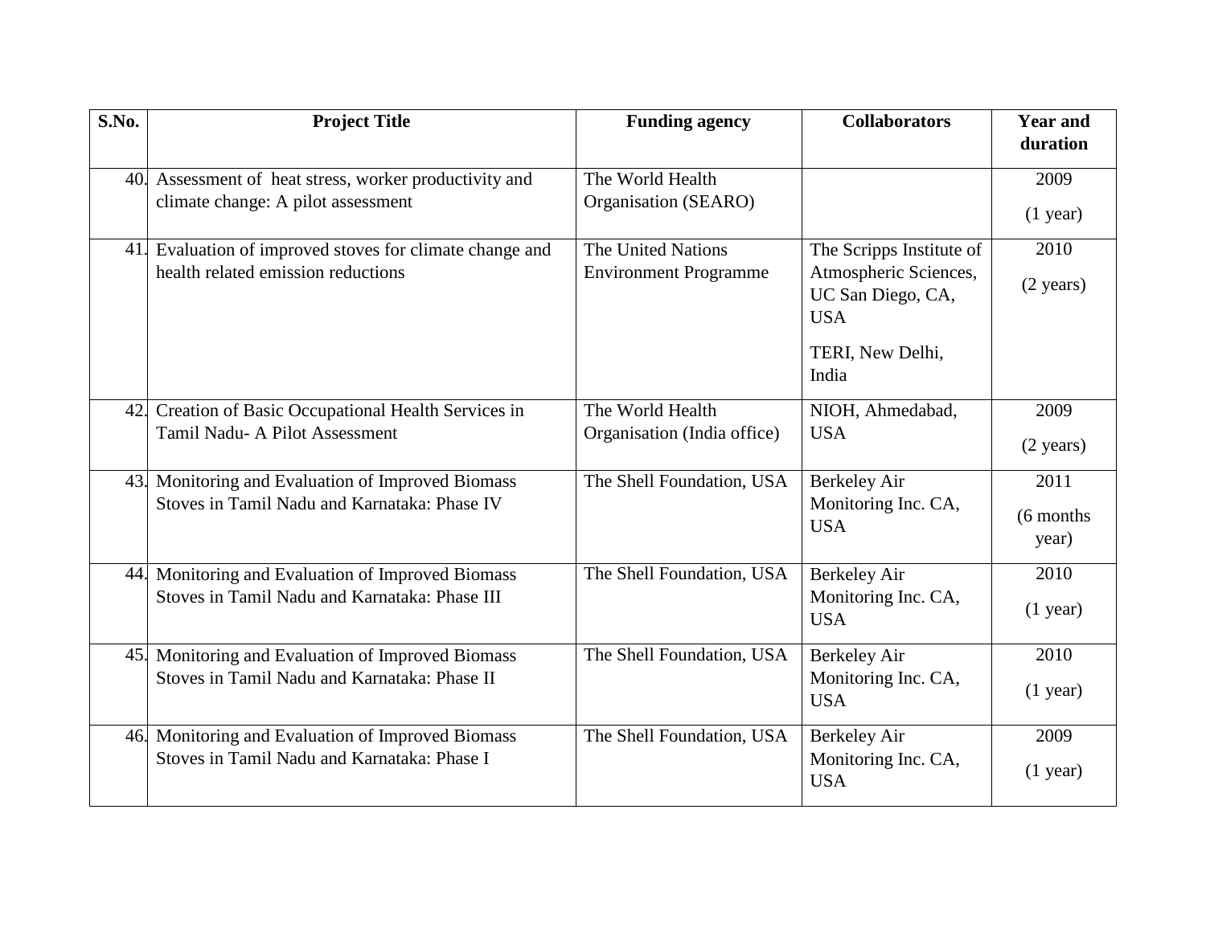| S.No. | Project Title | Funding agency | Collaborators | Year and duration |
|---|---|---|---|---|
| 40. | Assessment of heat stress, worker productivity and climate change: A pilot assessment | The World Health Organisation (SEARO) | | 2009 (1 year) |
| 41. | Evaluation of improved stoves for climate change and health related emission reductions | The United Nations Environment Programme | The Scripps Institute of Atmospheric Sciences, UC San Diego, CA, USA<br>TERI, New Delhi, India | 2010 (2 years) |
| 42. | Creation of Basic Occupational Health Services in Tamil Nadu- A Pilot Assessment | The World Health Organisation (India office) | NIOH, Ahmedabad, USA | 2009 (2 years) |
| 43. | Monitoring and Evaluation of Improved Biomass Stoves in Tamil Nadu and Karnataka: Phase IV | The Shell Foundation, USA | Berkeley Air Monitoring Inc. CA, USA | 2011 (6 months year) |
| 44. | Monitoring and Evaluation of Improved Biomass Stoves in Tamil Nadu and Karnataka: Phase III | The Shell Foundation, USA | Berkeley Air Monitoring Inc. CA, USA | 2010 (1 year) |
| 45. | Monitoring and Evaluation of Improved Biomass Stoves in Tamil Nadu and Karnataka: Phase II | The Shell Foundation, USA | Berkeley Air Monitoring Inc. CA, USA | 2010 (1 year) |
| 46. | Monitoring and Evaluation of Improved Biomass Stoves in Tamil Nadu and Karnataka: Phase I | The Shell Foundation, USA | Berkeley Air Monitoring Inc. CA, USA | 2009 (1 year) |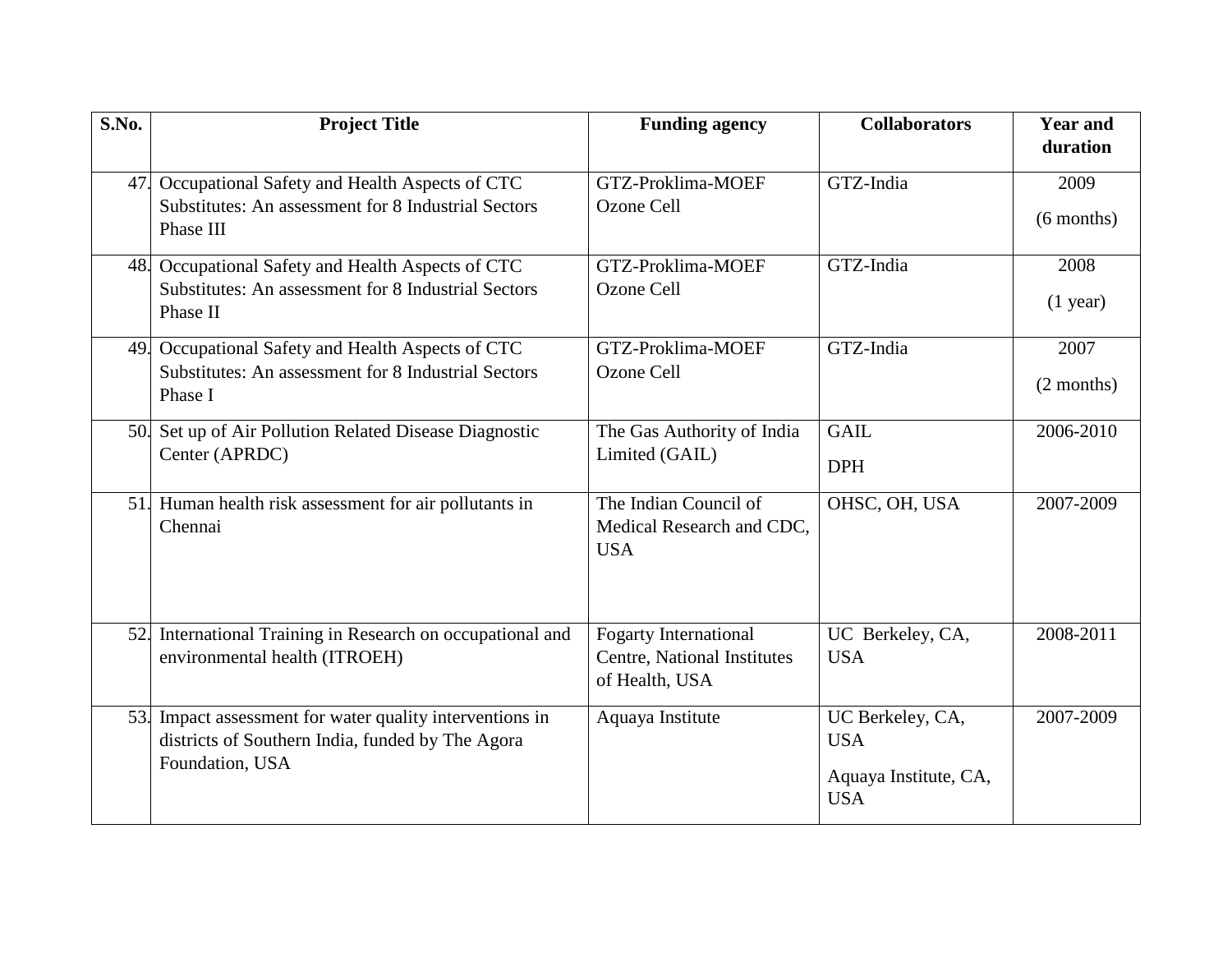| S.No. | Project Title | Funding agency | Collaborators | Year and duration |
|---|---|---|---|---|
| 47. | Occupational Safety and Health Aspects of CTC Substitutes: An assessment for 8 Industrial Sectors Phase III | GTZ-Proklima-MOEF Ozone Cell | GTZ-India | 2009 (6 months) |
| 48. | Occupational Safety and Health Aspects of CTC Substitutes: An assessment for 8 Industrial Sectors Phase II | GTZ-Proklima-MOEF Ozone Cell | GTZ-India | 2008 (1 year) |
| 49. | Occupational Safety and Health Aspects of CTC Substitutes: An assessment for 8 Industrial Sectors Phase I | GTZ-Proklima-MOEF Ozone Cell | GTZ-India | 2007 (2 months) |
| 50. | Set up of Air Pollution Related Disease Diagnostic Center (APRDC) | The Gas Authority of India Limited (GAIL) | GAIL DPH | 2006-2010 |
| 51. | Human health risk assessment for air pollutants in Chennai | The Indian Council of Medical Research and CDC, USA | OHSC, OH, USA | 2007-2009 |
| 52. | International Training in Research on occupational and environmental health (ITROEH) | Fogarty International Centre, National Institutes of Health, USA | UC Berkeley, CA, USA | 2008-2011 |
| 53. | Impact assessment for water quality interventions in districts of Southern India, funded by The Agora Foundation, USA | Aquaya Institute | UC Berkeley, CA, USA Aquaya Institute, CA, USA | 2007-2009 |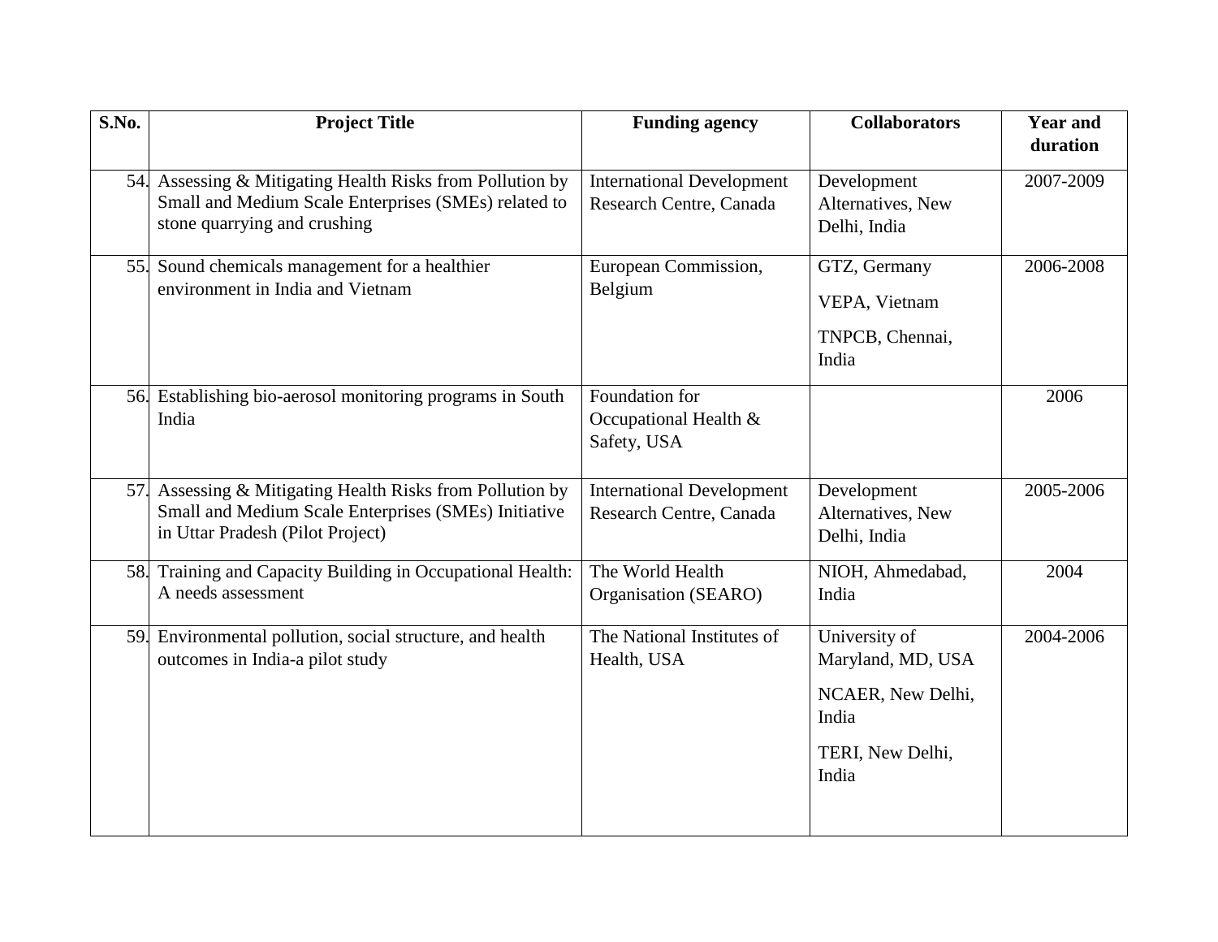| S.No. | Project Title | Funding agency | Collaborators | Year and duration |
|---|---|---|---|---|
| 54. | Assessing & Mitigating Health Risks from Pollution by Small and Medium Scale Enterprises (SMEs) related to stone quarrying and crushing | International Development Research Centre, Canada | Development Alternatives, New Delhi, India | 2007-2009 |
| 55. | Sound chemicals management for a healthier environment in India and Vietnam | European Commission, Belgium | GTZ, Germany<br>VEPA, Vietnam<br>TNPCB, Chennai, India | 2006-2008 |
| 56. | Establishing bio-aerosol monitoring programs in South India | Foundation for Occupational Health & Safety, USA | | 2006 |
| 57. | Assessing & Mitigating Health Risks from Pollution by Small and Medium Scale Enterprises (SMEs) Initiative in Uttar Pradesh (Pilot Project) | International Development Research Centre, Canada | Development Alternatives, New Delhi, India | 2005-2006 |
| 58. | Training and Capacity Building in Occupational Health: A needs assessment | The World Health Organisation (SEARO) | NIOH, Ahmedabad, India | 2004 |
| 59. | Environmental pollution, social structure, and health outcomes in India-a pilot study | The National Institutes of Health, USA | University of Maryland, MD, USA<br>NCAER, New Delhi, India<br>TERI, New Delhi, India | 2004-2006 |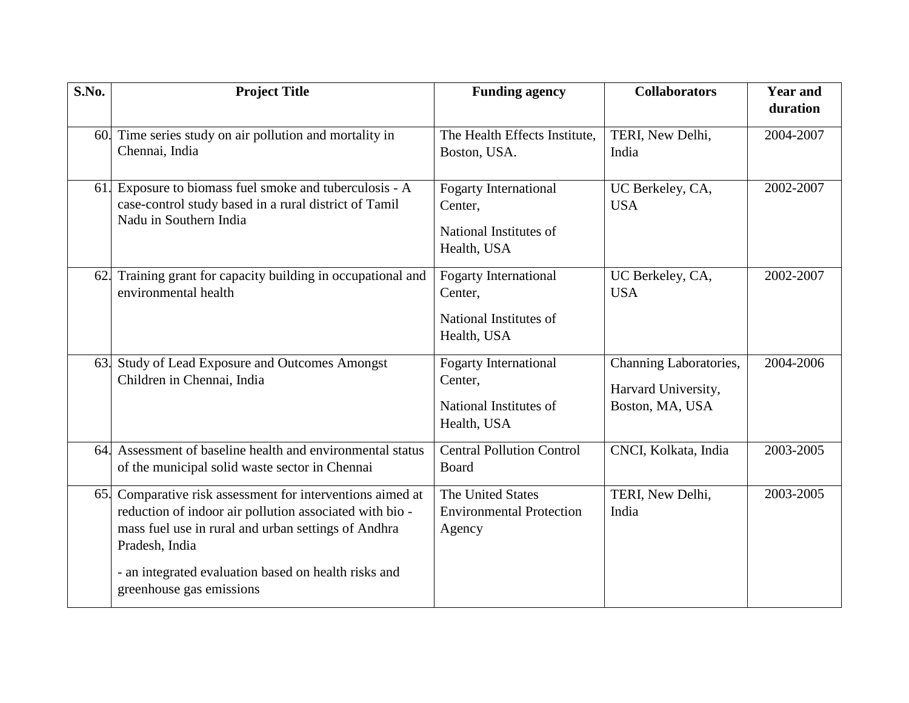| S.No. | Project Title | Funding agency | Collaborators | Year and duration |
|---|---|---|---|---|
| 60. | Time series study on air pollution and mortality in Chennai, India | The Health Effects Institute, Boston, USA. | TERI, New Delhi, India | 2004-2007 |
| 61. | Exposure to biomass fuel smoke and tuberculosis - A case-control study based in a rural district of Tamil Nadu in Southern India | Fogarty International Center, National Institutes of Health, USA | UC Berkeley, CA, USA | 2002-2007 |
| 62. | Training grant for capacity building in occupational and environmental health | Fogarty International Center, National Institutes of Health, USA | UC Berkeley, CA, USA | 2002-2007 |
| 63. | Study of Lead Exposure and Outcomes Amongst Children in Chennai, India | Fogarty International Center, National Institutes of Health, USA | Channing Laboratories, Harvard University, Boston, MA, USA | 2004-2006 |
| 64. | Assessment of baseline health and environmental status of the municipal solid waste sector in Chennai | Central Pollution Control Board | CNCI, Kolkata, India | 2003-2005 |
| 65. | Comparative risk assessment for interventions aimed at reduction of indoor air pollution associated with bio - mass fuel use in rural and urban settings of Andhra Pradesh, India - an integrated evaluation based on health risks and greenhouse gas emissions | The United States Environmental Protection Agency | TERI, New Delhi, India | 2003-2005 |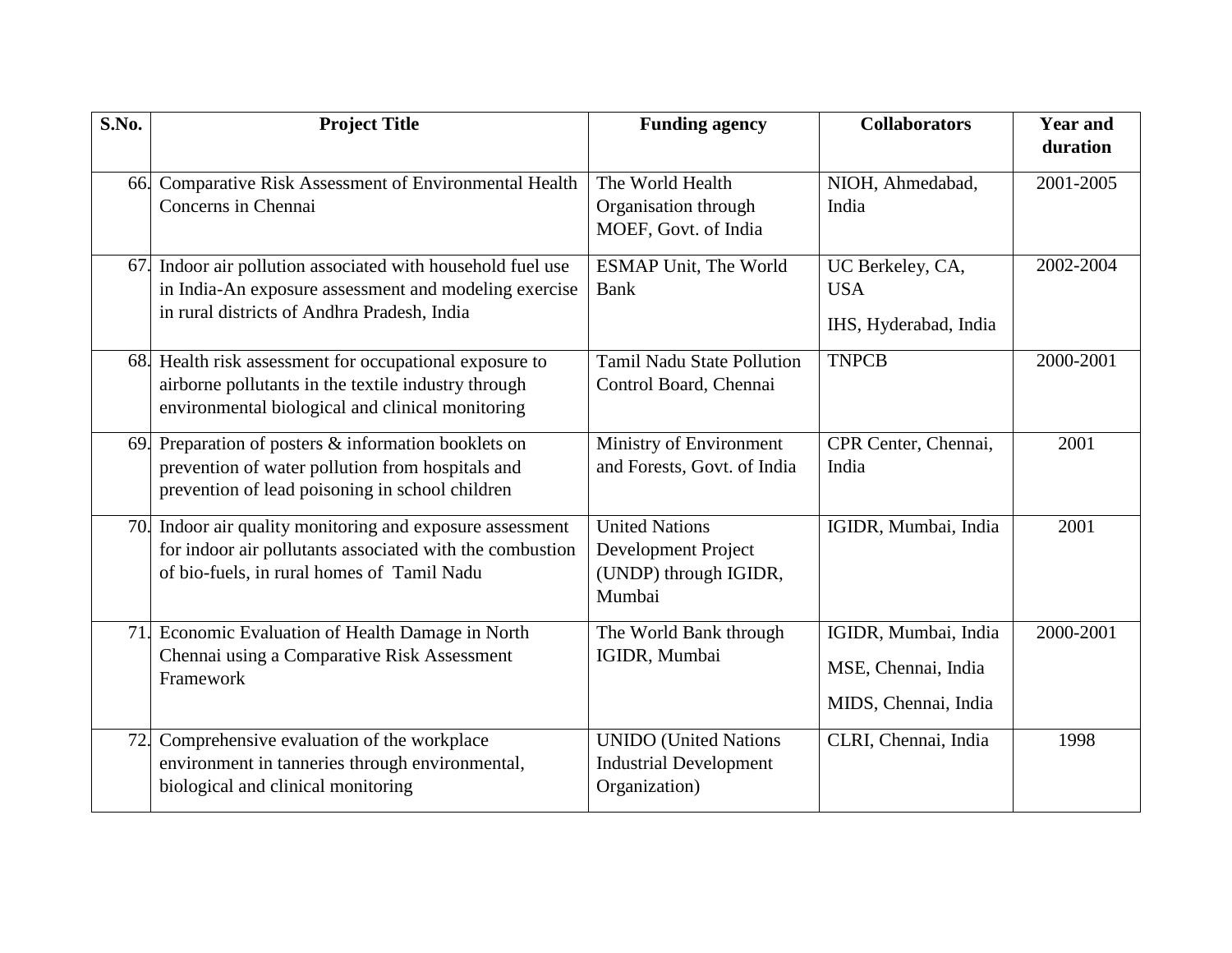| S.No. | Project Title | Funding agency | Collaborators | Year and duration |
|---|---|---|---|---|
| 66. | Comparative Risk Assessment of Environmental Health Concerns in Chennai | The World Health Organisation through MOEF, Govt. of India | NIOH, Ahmedabad, India | 2001-2005 |
| 67. | Indoor air pollution associated with household fuel use in India-An exposure assessment and modeling exercise in rural districts of Andhra Pradesh, India | ESMAP Unit, The World Bank | UC Berkeley, CA, USA<br>IHS, Hyderabad, India | 2002-2004 |
| 68. | Health risk assessment for occupational exposure to airborne pollutants in the textile industry through environmental biological and clinical monitoring | Tamil Nadu State Pollution Control Board, Chennai | TNPCB | 2000-2001 |
| 69. | Preparation of posters & information booklets on prevention of water pollution from hospitals and prevention of lead poisoning in school children | Ministry of Environment and Forests, Govt. of India | CPR Center, Chennai, India | 2001 |
| 70. | Indoor air quality monitoring and exposure assessment for indoor air pollutants associated with the combustion of bio-fuels, in rural homes of Tamil Nadu | United Nations Development Project (UNDP) through IGIDR, Mumbai | IGIDR, Mumbai, India | 2001 |
| 71. | Economic Evaluation of Health Damage in North Chennai using a Comparative Risk Assessment Framework | The World Bank through IGIDR, Mumbai | IGIDR, Mumbai, India<br>MSE, Chennai, India<br>MIDS, Chennai, India | 2000-2001 |
| 72. | Comprehensive evaluation of the workplace environment in tanneries through environmental, biological and clinical monitoring | UNIDO (United Nations Industrial Development Organization) | CLRI, Chennai, India | 1998 |